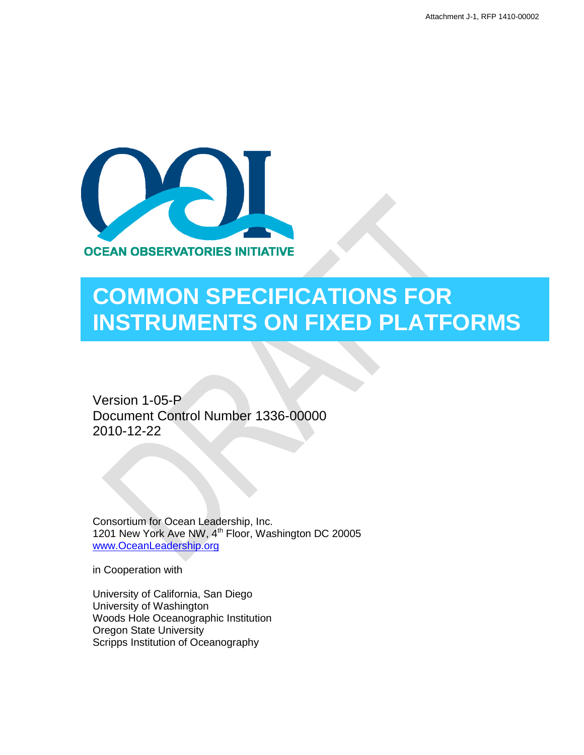Attachment J-1, RFP 1410-00002

OCEAN OBSERVATORIES INITIATIVE

# COMMON SPECIFICATIONS FOR INSTRUMENTS ON FIXED PLATFORMS

Version 1-05-P
Document Control Number 1336-00000
2010-12-22

Consortium for Ocean Leadership, Inc.
1201 New York Ave NW, 4th Floor, Washington DC 20005
[www.OceanLeadership.org](http://www.OceanLeadership.org)

in Cooperation with

University of California, San Diego
University of Washington
Woods Hole Oceanographic Institution
Oregon State University
Scripps Institution of Oceanography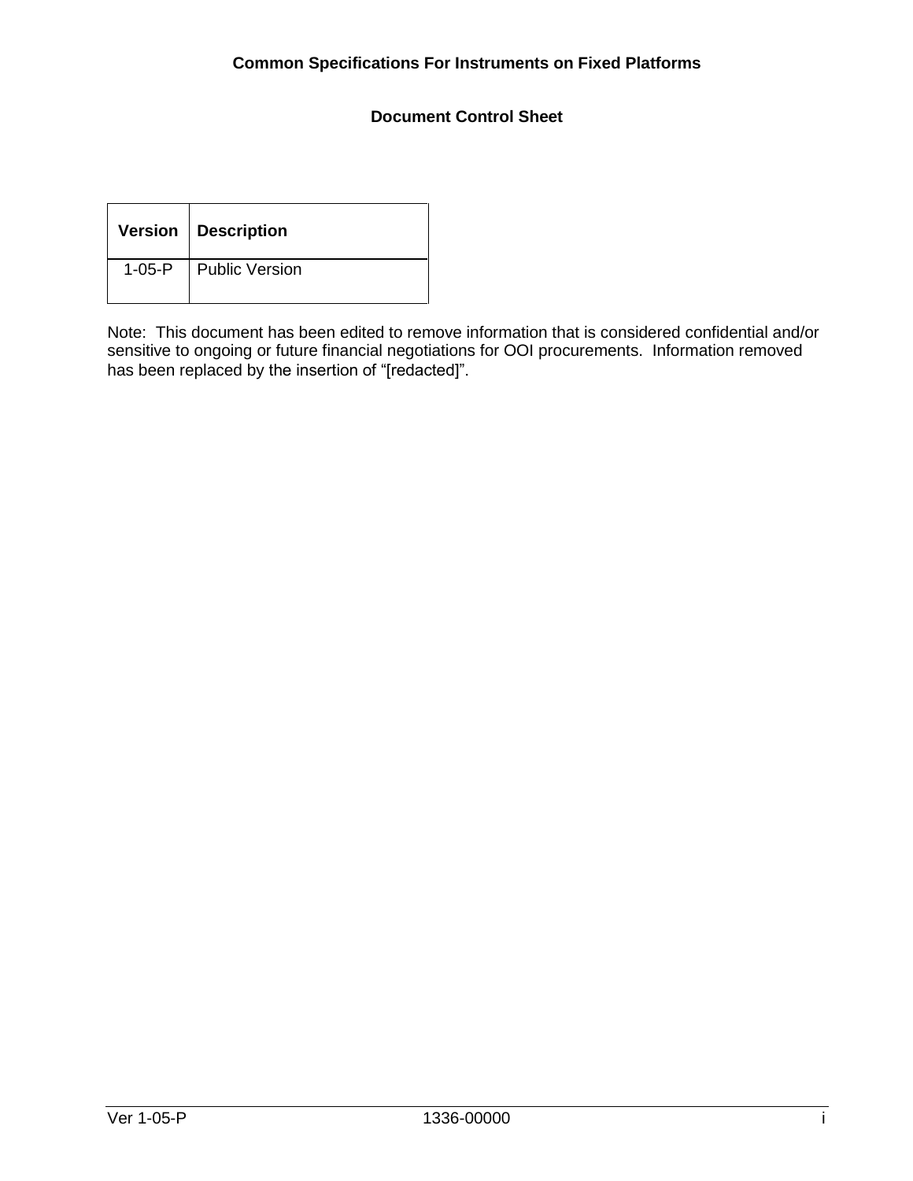**Common Specifications For Instruments on Fixed Platforms**

**Document Control Sheet**

| Version | Description |
| --- | --- |
| 1-05-P | Public Version |

Note: This document has been edited to remove information that is considered confidential and/or sensitive to ongoing or future financial negotiations for OOI procurements. Information removed has been replaced by the insertion of “[redacted]”.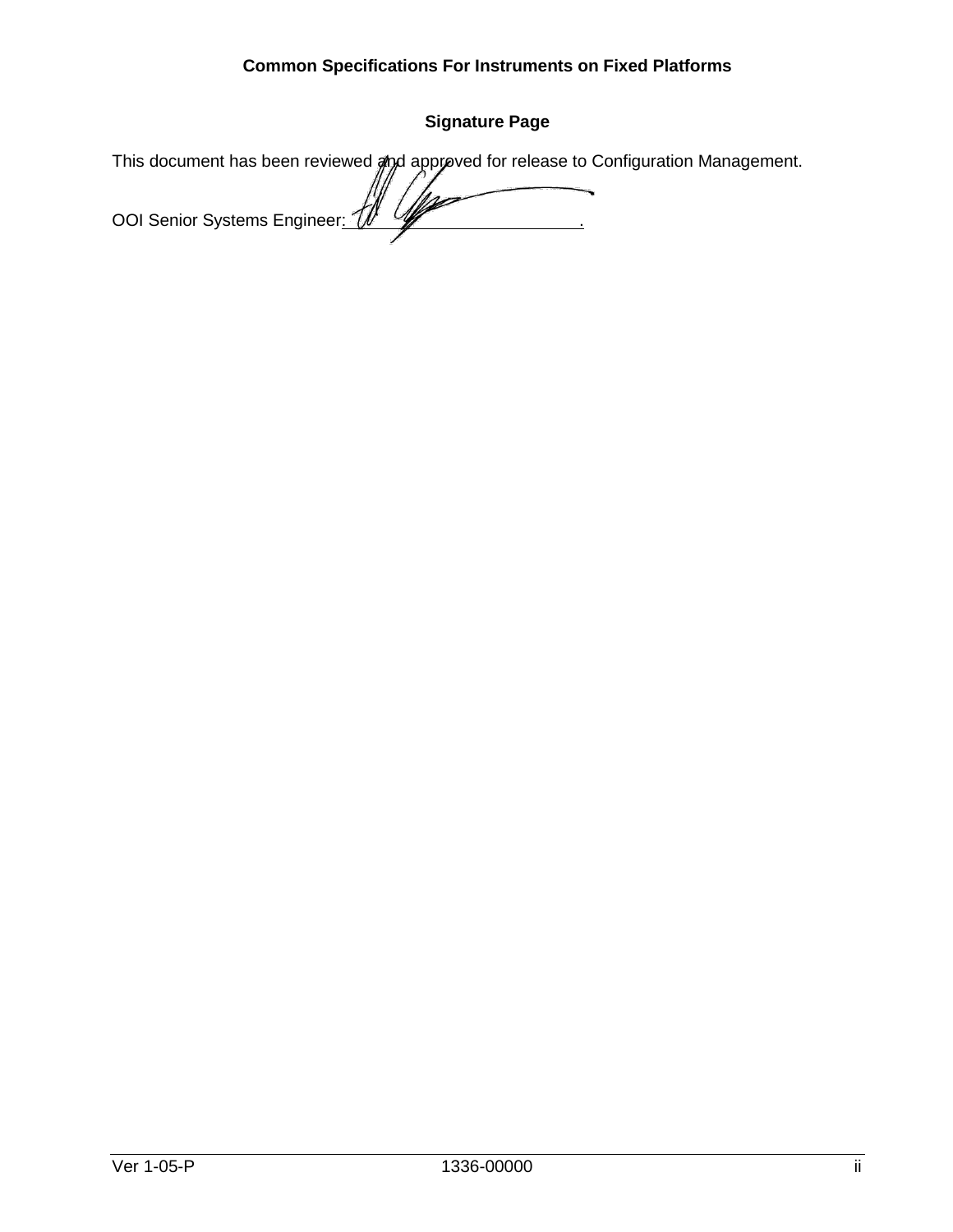**Common Specifications For Instruments on Fixed Platforms**

**Signature Page**

This document has been reviewed and approved for release to Configuration Management.

OOI Senior Systems Engineer: \_\_\_\_\_\_\_\_\_\_\_\_\_\_\_\_\_\_\_\_\_\_\_\_\_\_\_\_.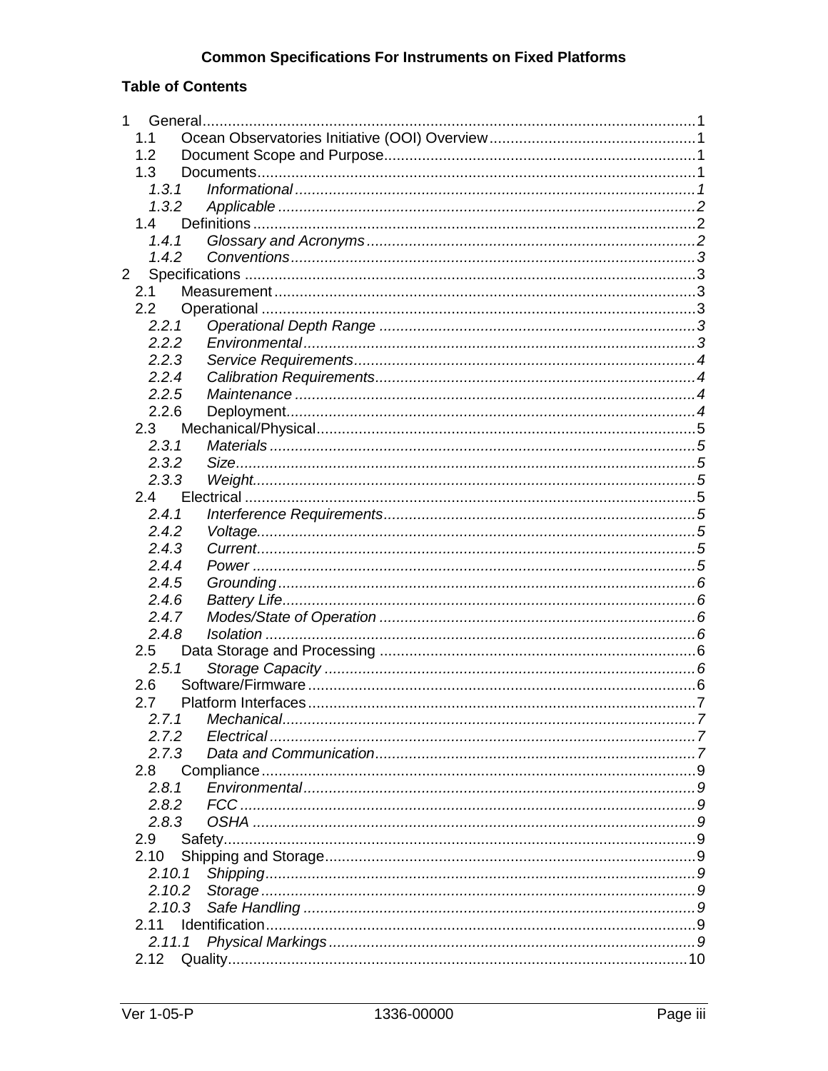**Common Specifications For Instruments on Fixed Platforms**

**Table of Contents**

1 General ... 1
- 1.1 Ocean Observatories Initiative (OOI) Overview ... 1
- 1.2 Document Scope and Purpose ... 1
- 1.3 Documents ... 1
  - *1.3.1 Informational ... 1*
  - *1.3.2 Applicable ... 2*
- 1.4 Definitions ... 2
  - *1.4.1 Glossary and Acronyms ... 2*
  - *1.4.2 Conventions ... 3*

2 Specifications ... 3
- 2.1 Measurement ... 3
- 2.2 Operational ... 3
  - *2.2.1 Operational Depth Range ... 3*
  - *2.2.2 Environmental ... 3*
  - *2.2.3 Service Requirements ... 4*
  - *2.2.4 Calibration Requirements ... 4*
  - *2.2.5 Maintenance ... 4*
  - 2.2.6 Deployment ... 4
- 2.3 Mechanical/Physical ... 5
  - *2.3.1 Materials ... 5*
  - *2.3.2 Size ... 5*
  - *2.3.3 Weight ... 5*
- 2.4 Electrical ... 5
  - *2.4.1 Interference Requirements ... 5*
  - *2.4.2 Voltage ... 5*
  - *2.4.3 Current ... 5*
  - *2.4.4 Power ... 5*
  - *2.4.5 Grounding ... 6*
  - *2.4.6 Battery Life ... 6*
  - *2.4.7 Modes/State of Operation ... 6*
  - *2.4.8 Isolation ... 6*
- 2.5 Data Storage and Processing ... 6
  - *2.5.1 Storage Capacity ... 6*
- 2.6 Software/Firmware ... 6
- 2.7 Platform Interfaces ... 7
  - *2.7.1 Mechanical ... 7*
  - *2.7.2 Electrical ... 7*
  - *2.7.3 Data and Communication ... 7*
- 2.8 Compliance ... 9
  - *2.8.1 Environmental ... 9*
  - *2.8.2 FCC ... 9*
  - *2.8.3 OSHA ... 9*
- 2.9 Safety ... 9
- 2.10 Shipping and Storage ... 9
  - *2.10.1 Shipping ... 9*
  - *2.10.2 Storage ... 9*
  - *2.10.3 Safe Handling ... 9*
- 2.11 Identification ... 9
  - *2.11.1 Physical Markings ... 9*
- 2.12 Quality ... 10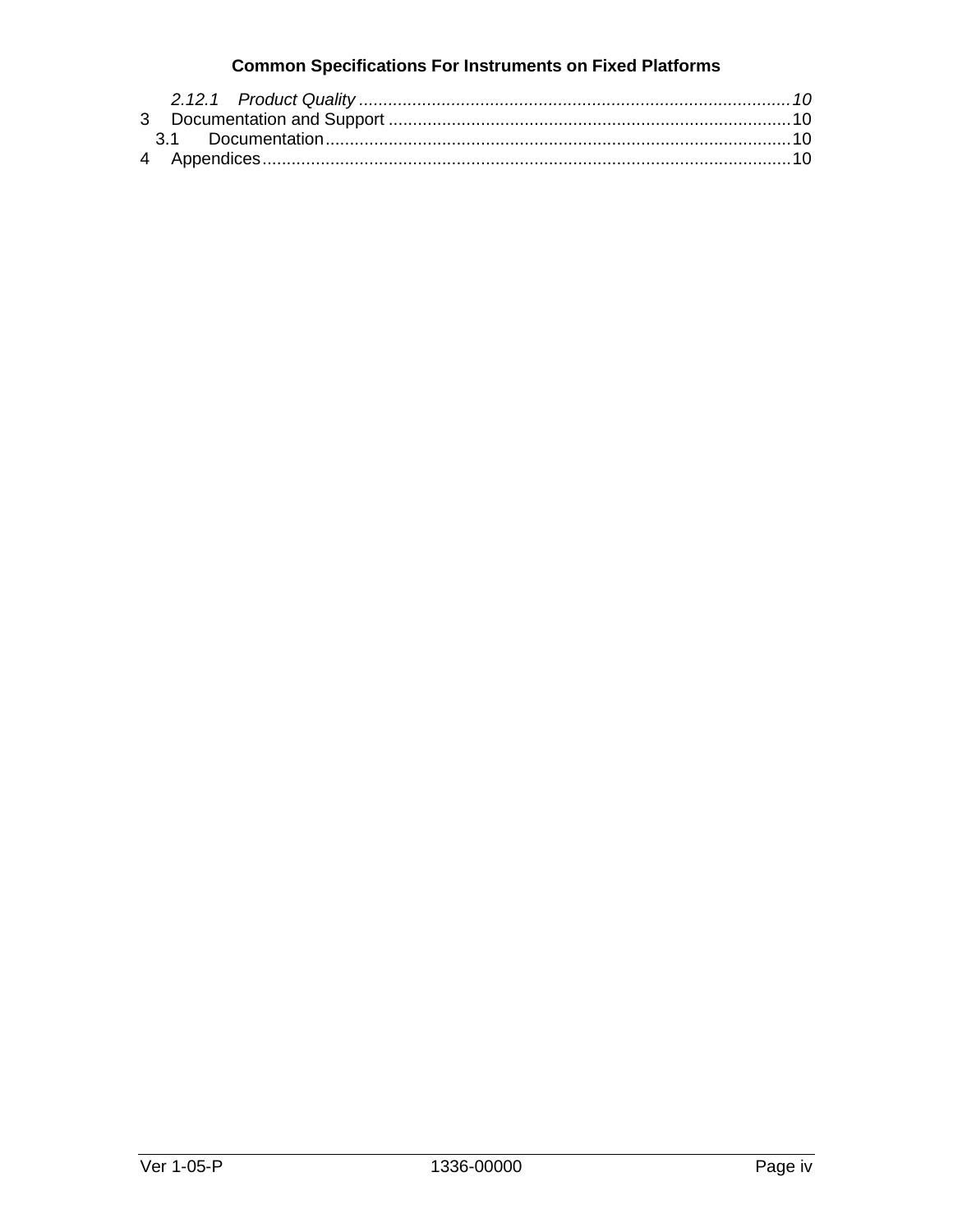*2.12.1 Product Quality ........................................................................................10*

3 Documentation and Support ...................................................................................10

3.1 Documentation...............................................................................................10

4 Appendices............................................................................................................10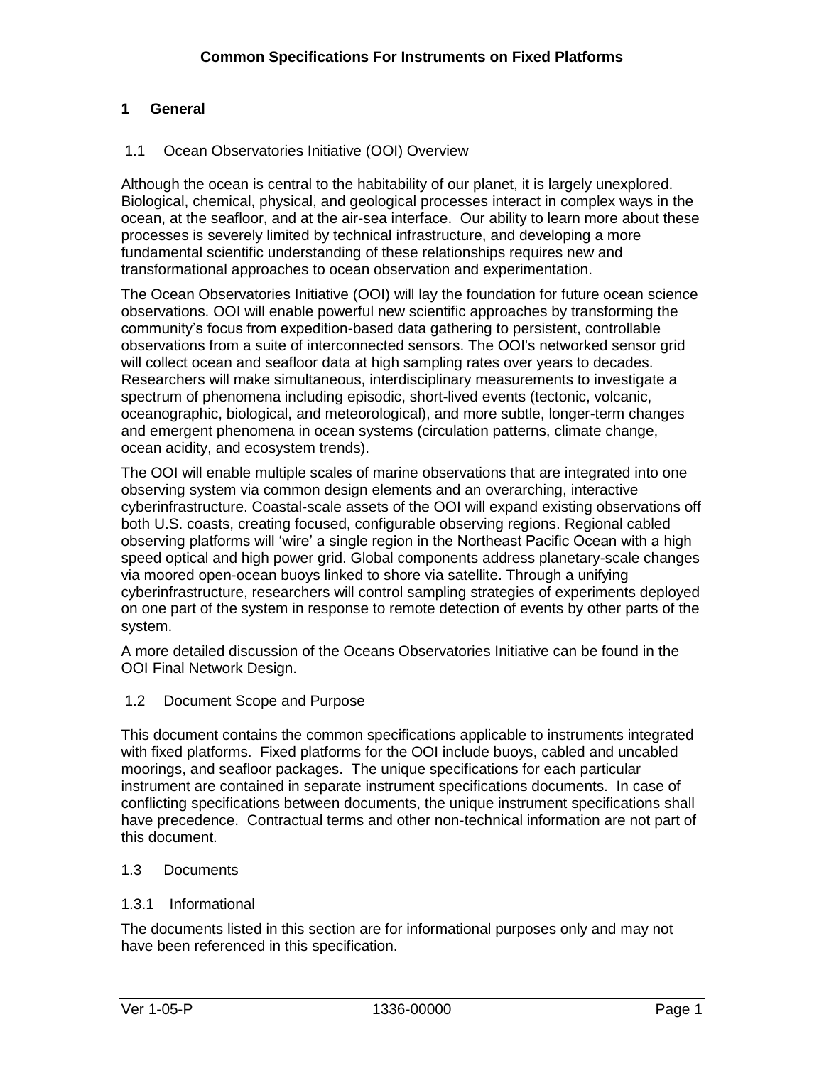# Common Specifications For Instruments on Fixed Platforms

## 1 General

### 1.1 Ocean Observatories Initiative (OOI) Overview

Although the ocean is central to the habitability of our planet, it is largely unexplored. Biological, chemical, physical, and geological processes interact in complex ways in the ocean, at the seafloor, and at the air-sea interface. Our ability to learn more about these processes is severely limited by technical infrastructure, and developing a more fundamental scientific understanding of these relationships requires new and transformational approaches to ocean observation and experimentation.

The Ocean Observatories Initiative (OOI) will lay the foundation for future ocean science observations. OOI will enable powerful new scientific approaches by transforming the community's focus from expedition-based data gathering to persistent, controllable observations from a suite of interconnected sensors. The OOI's networked sensor grid will collect ocean and seafloor data at high sampling rates over years to decades. Researchers will make simultaneous, interdisciplinary measurements to investigate a spectrum of phenomena including episodic, short-lived events (tectonic, volcanic, oceanographic, biological, and meteorological), and more subtle, longer-term changes and emergent phenomena in ocean systems (circulation patterns, climate change, ocean acidity, and ecosystem trends).

The OOI will enable multiple scales of marine observations that are integrated into one observing system via common design elements and an overarching, interactive cyberinfrastructure. Coastal-scale assets of the OOI will expand existing observations off both U.S. coasts, creating focused, configurable observing regions. Regional cabled observing platforms will 'wire' a single region in the Northeast Pacific Ocean with a high speed optical and high power grid. Global components address planetary-scale changes via moored open-ocean buoys linked to shore via satellite. Through a unifying cyberinfrastructure, researchers will control sampling strategies of experiments deployed on one part of the system in response to remote detection of events by other parts of the system.

A more detailed discussion of the Oceans Observatories Initiative can be found in the OOI Final Network Design.

### 1.2 Document Scope and Purpose

This document contains the common specifications applicable to instruments integrated with fixed platforms. Fixed platforms for the OOI include buoys, cabled and uncabled moorings, and seafloor packages. The unique specifications for each particular instrument are contained in separate instrument specifications documents. In case of conflicting specifications between documents, the unique instrument specifications shall have precedence. Contractual terms and other non-technical information are not part of this document.

### 1.3 Documents

#### 1.3.1 Informational

The documents listed in this section are for informational purposes only and may not have been referenced in this specification.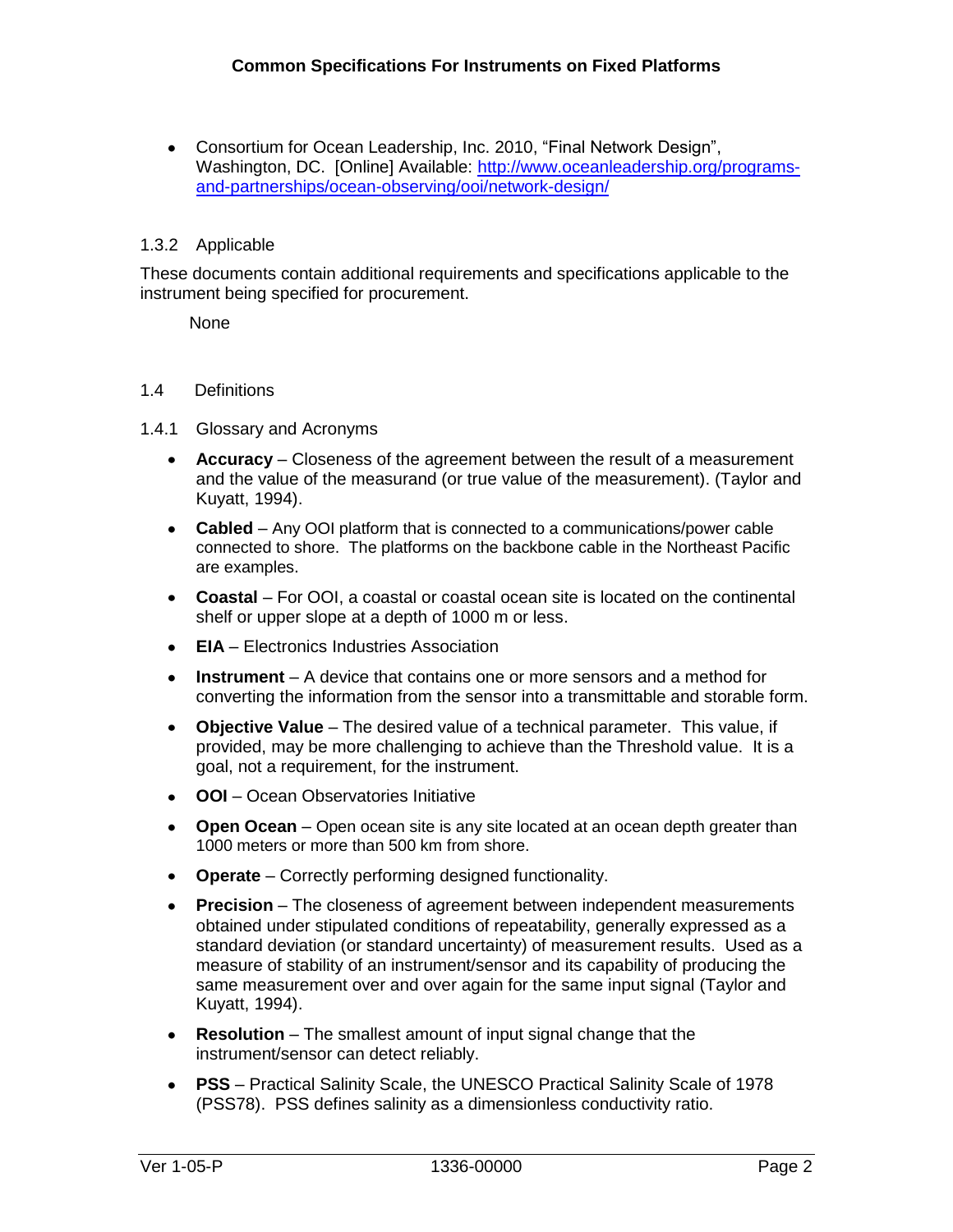- Consortium for Ocean Leadership, Inc. 2010, "Final Network Design", Washington, DC. [Online] Available: [http://www.oceanleadership.org/programs-and-partnerships/ocean-observing/ooi/network-design/](http://www.oceanleadership.org/programs-and-partnerships/ocean-observing/ooi/network-design/)

### 1.3.2 Applicable

These documents contain additional requirements and specifications applicable to the instrument being specified for procurement.

None

## 1.4 Definitions

### 1.4.1 Glossary and Acronyms

- **Accuracy** – Closeness of the agreement between the result of a measurement and the value of the measurand (or true value of the measurement). (Taylor and Kuyatt, 1994).
- **Cabled** – Any OOI platform that is connected to a communications/power cable connected to shore. The platforms on the backbone cable in the Northeast Pacific are examples.
- **Coastal** – For OOI, a coastal or coastal ocean site is located on the continental shelf or upper slope at a depth of 1000 m or less.
- **EIA** – Electronics Industries Association
- **Instrument** – A device that contains one or more sensors and a method for converting the information from the sensor into a transmittable and storable form.
- **Objective Value** – The desired value of a technical parameter. This value, if provided, may be more challenging to achieve than the Threshold value. It is a goal, not a requirement, for the instrument.
- **OOI** – Ocean Observatories Initiative
- **Open Ocean** – Open ocean site is any site located at an ocean depth greater than 1000 meters or more than 500 km from shore.
- **Operate** – Correctly performing designed functionality.
- **Precision** – The closeness of agreement between independent measurements obtained under stipulated conditions of repeatability, generally expressed as a standard deviation (or standard uncertainty) of measurement results. Used as a measure of stability of an instrument/sensor and its capability of producing the same measurement over and over again for the same input signal (Taylor and Kuyatt, 1994).
- **Resolution** – The smallest amount of input signal change that the instrument/sensor can detect reliably.
- **PSS** – Practical Salinity Scale, the UNESCO Practical Salinity Scale of 1978 (PSS78). PSS defines salinity as a dimensionless conductivity ratio.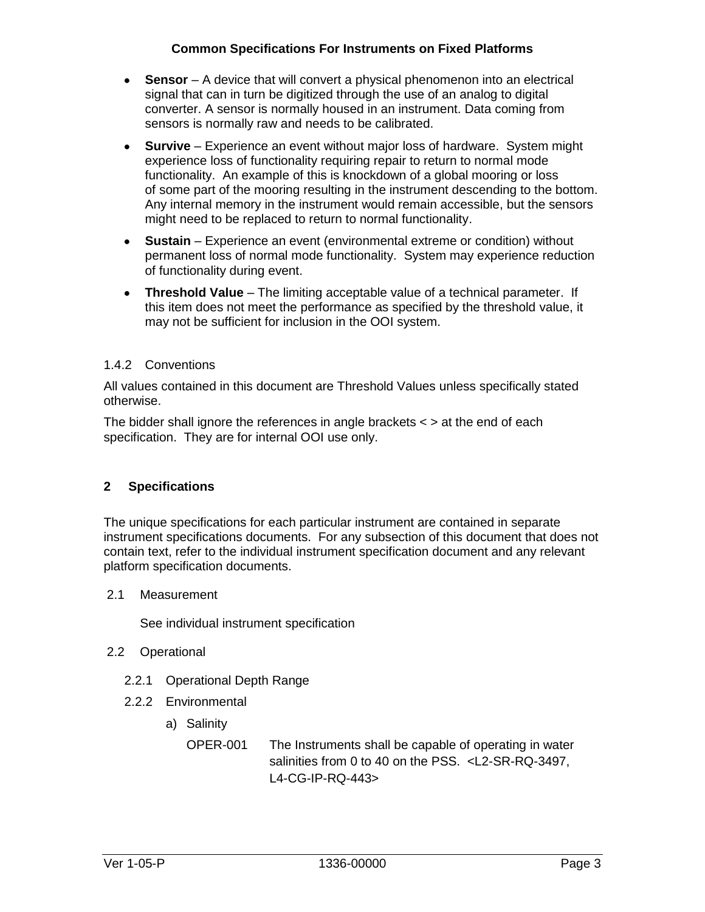- **Sensor** – A device that will convert a physical phenomenon into an electrical signal that can in turn be digitized through the use of an analog to digital converter. A sensor is normally housed in an instrument. Data coming from sensors is normally raw and needs to be calibrated.
- **Survive** – Experience an event without major loss of hardware. System might experience loss of functionality requiring repair to return to normal mode functionality. An example of this is knockdown of a global mooring or loss of some part of the mooring resulting in the instrument descending to the bottom. Any internal memory in the instrument would remain accessible, but the sensors might need to be replaced to return to normal functionality.
- **Sustain** – Experience an event (environmental extreme or condition) without permanent loss of normal mode functionality. System may experience reduction of functionality during event.
- **Threshold Value** – The limiting acceptable value of a technical parameter. If this item does not meet the performance as specified by the threshold value, it may not be sufficient for inclusion in the OOI system.

#### 1.4.2 Conventions

All values contained in this document are Threshold Values unless specifically stated otherwise.

The bidder shall ignore the references in angle brackets < > at the end of each specification. They are for internal OOI use only.

# 2 Specifications

The unique specifications for each particular instrument are contained in separate instrument specifications documents. For any subsection of this document that does not contain text, refer to the individual instrument specification document and any relevant platform specification documents.

## 2.1 Measurement

See individual instrument specification

## 2.2 Operational

### 2.2.1 Operational Depth Range

### 2.2.2 Environmental

a) Salinity

OPER-001 The Instruments shall be capable of operating in water salinities from 0 to 40 on the PSS. <L2-SR-RQ-3497, L4-CG-IP-RQ-443>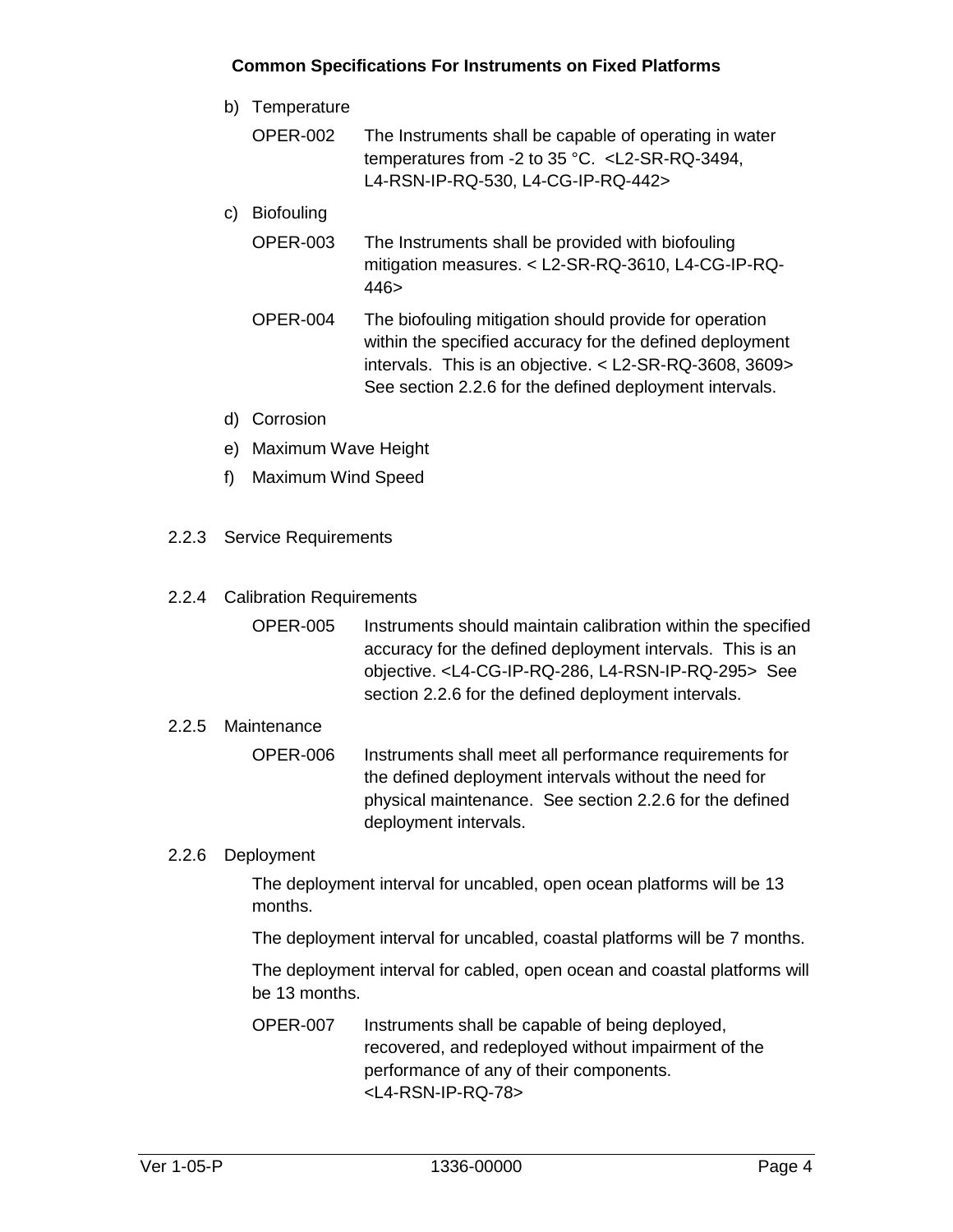b) Temperature

OPER-002 The Instruments shall be capable of operating in water temperatures from -2 to 35 °C. <L2-SR-RQ-3494, L4-RSN-IP-RQ-530, L4-CG-IP-RQ-442>

c) Biofouling

OPER-003 The Instruments shall be provided with biofouling mitigation measures. < L2-SR-RQ-3610, L4-CG-IP-RQ-446>

OPER-004 The biofouling mitigation should provide for operation within the specified accuracy for the defined deployment intervals. This is an objective. < L2-SR-RQ-3608, 3609> See section 2.2.6 for the defined deployment intervals.

d) Corrosion

e) Maximum Wave Height

f) Maximum Wind Speed

### 2.2.3 Service Requirements

### 2.2.4 Calibration Requirements

OPER-005 Instruments should maintain calibration within the specified accuracy for the defined deployment intervals. This is an objective. <L4-CG-IP-RQ-286, L4-RSN-IP-RQ-295> See section 2.2.6 for the defined deployment intervals.

### 2.2.5 Maintenance

OPER-006 Instruments shall meet all performance requirements for the defined deployment intervals without the need for physical maintenance. See section 2.2.6 for the defined deployment intervals.

### 2.2.6 Deployment

The deployment interval for uncabled, open ocean platforms will be 13 months.

The deployment interval for uncabled, coastal platforms will be 7 months.

The deployment interval for cabled, open ocean and coastal platforms will be 13 months.

OPER-007 Instruments shall be capable of being deployed, recovered, and redeployed without impairment of the performance of any of their components. <L4-RSN-IP-RQ-78>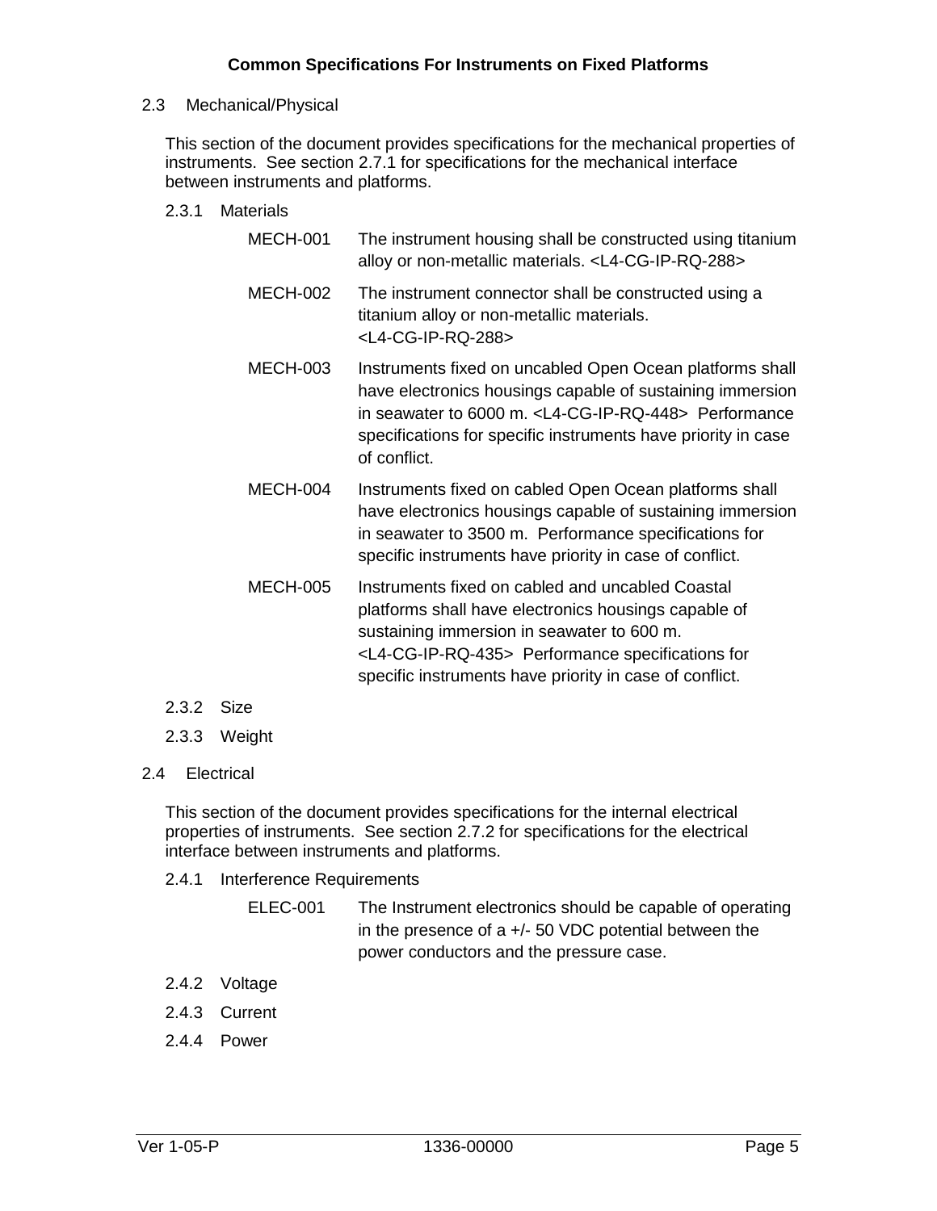## 2.3 Mechanical/Physical

This section of the document provides specifications for the mechanical properties of instruments. See section 2.7.1 for specifications for the mechanical interface between instruments and platforms.

### 2.3.1 Materials

MECH-001 The instrument housing shall be constructed using titanium alloy or non-metallic materials. <L4-CG-IP-RQ-288>

MECH-002 The instrument connector shall be constructed using a titanium alloy or non-metallic materials. <L4-CG-IP-RQ-288>

MECH-003 Instruments fixed on uncabled Open Ocean platforms shall have electronics housings capable of sustaining immersion in seawater to 6000 m. <L4-CG-IP-RQ-448> Performance specifications for specific instruments have priority in case of conflict.

MECH-004 Instruments fixed on cabled Open Ocean platforms shall have electronics housings capable of sustaining immersion in seawater to 3500 m. Performance specifications for specific instruments have priority in case of conflict.

MECH-005 Instruments fixed on cabled and uncabled Coastal platforms shall have electronics housings capable of sustaining immersion in seawater to 600 m. <L4-CG-IP-RQ-435> Performance specifications for specific instruments have priority in case of conflict.

### 2.3.2 Size

### 2.3.3 Weight

## 2.4 Electrical

This section of the document provides specifications for the internal electrical properties of instruments. See section 2.7.2 for specifications for the electrical interface between instruments and platforms.

### 2.4.1 Interference Requirements

ELEC-001 The Instrument electronics should be capable of operating in the presence of a +/- 50 VDC potential between the power conductors and the pressure case.

### 2.4.2 Voltage

### 2.4.3 Current

### 2.4.4 Power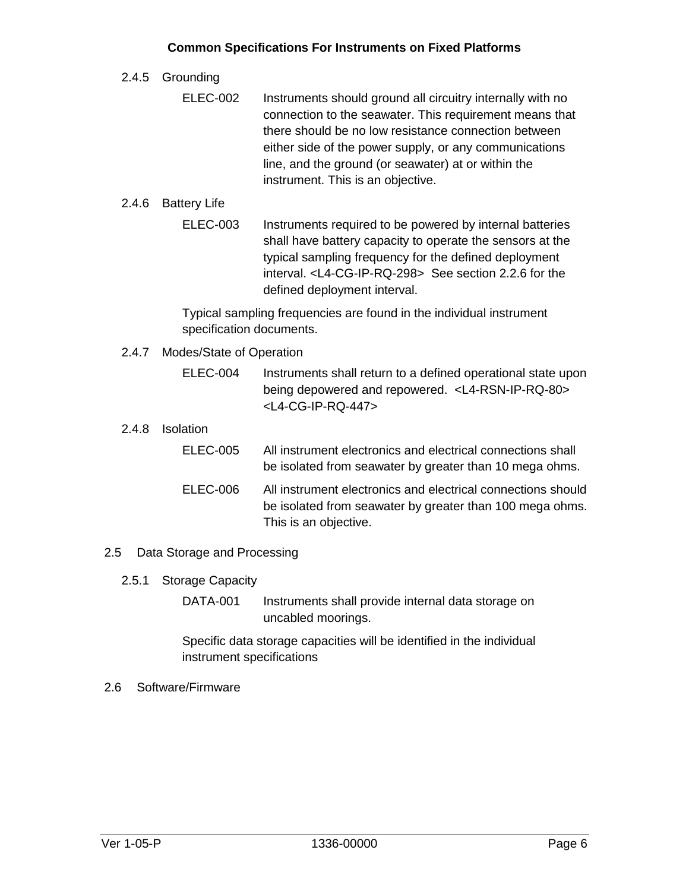#### 2.4.5 Grounding

ELEC-002 Instruments should ground all circuitry internally with no connection to the seawater. This requirement means that there should be no low resistance connection between either side of the power supply, or any communications line, and the ground (or seawater) at or within the instrument. This is an objective.

#### 2.4.6 Battery Life

ELEC-003 Instruments required to be powered by internal batteries shall have battery capacity to operate the sensors at the typical sampling frequency for the defined deployment interval. <L4-CG-IP-RQ-298> See section 2.2.6 for the defined deployment interval.

Typical sampling frequencies are found in the individual instrument specification documents.

#### 2.4.7 Modes/State of Operation

ELEC-004 Instruments shall return to a defined operational state upon being depowered and repowered. <L4-RSN-IP-RQ-80> <L4-CG-IP-RQ-447>

#### 2.4.8 Isolation

ELEC-005 All instrument electronics and electrical connections shall be isolated from seawater by greater than 10 mega ohms.

ELEC-006 All instrument electronics and electrical connections should be isolated from seawater by greater than 100 mega ohms. This is an objective.

### 2.5 Data Storage and Processing

#### 2.5.1 Storage Capacity

DATA-001 Instruments shall provide internal data storage on uncabled moorings.

Specific data storage capacities will be identified in the individual instrument specifications

### 2.6 Software/Firmware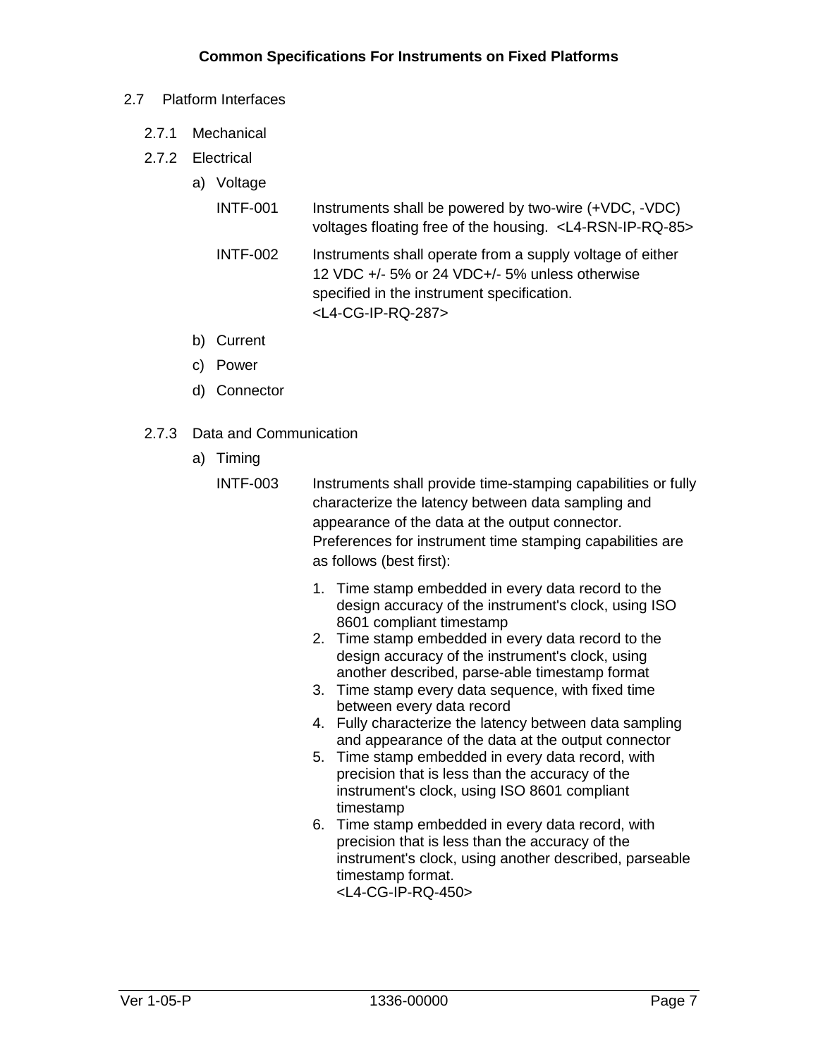## 2.7 Platform Interfaces

### 2.7.1 Mechanical

### 2.7.2 Electrical

a) Voltage

INTF-001 Instruments shall be powered by two-wire (+VDC, -VDC) voltages floating free of the housing. <L4-RSN-IP-RQ-85>

INTF-002 Instruments shall operate from a supply voltage of either 12 VDC +/- 5% or 24 VDC+/- 5% unless otherwise specified in the instrument specification. <L4-CG-IP-RQ-287>

b) Current

c) Power

d) Connector

### 2.7.3 Data and Communication

a) Timing

INTF-003 Instruments shall provide time-stamping capabilities or fully characterize the latency between data sampling and appearance of the data at the output connector. Preferences for instrument time stamping capabilities are as follows (best first):

1. Time stamp embedded in every data record to the design accuracy of the instrument's clock, using ISO 8601 compliant timestamp
2. Time stamp embedded in every data record to the design accuracy of the instrument's clock, using another described, parse-able timestamp format
3. Time stamp every data sequence, with fixed time between every data record
4. Fully characterize the latency between data sampling and appearance of the data at the output connector
5. Time stamp embedded in every data record, with precision that is less than the accuracy of the instrument's clock, using ISO 8601 compliant timestamp
6. Time stamp embedded in every data record, with precision that is less than the accuracy of the instrument's clock, using another described, parseable timestamp format.
   <L4-CG-IP-RQ-450>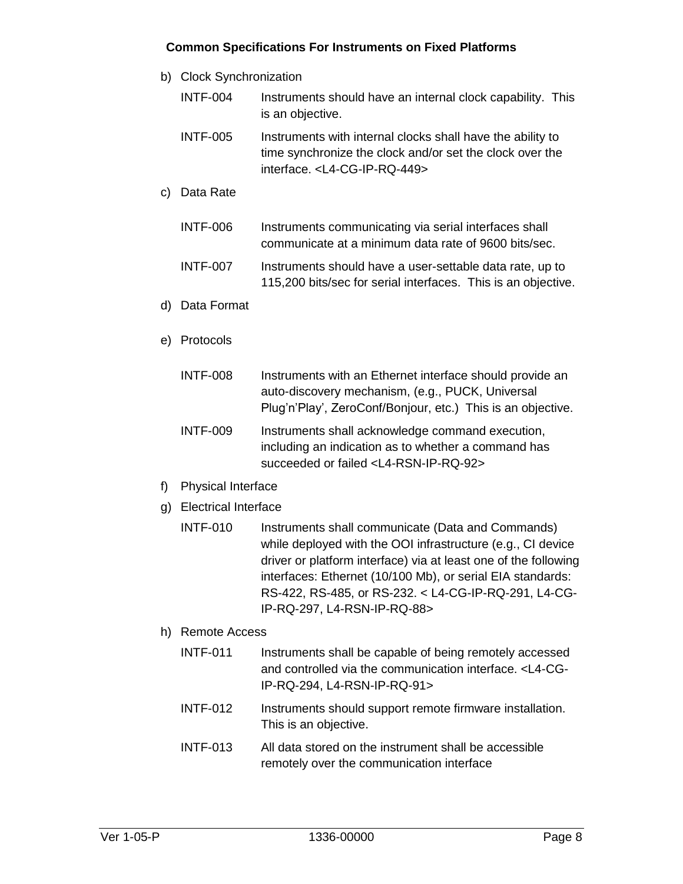b) Clock Synchronization

| | |
|---|---|
| INTF-004 | Instruments should have an internal clock capability. This is an objective. |
| INTF-005 | Instruments with internal clocks shall have the ability to time synchronize the clock and/or set the clock over the interface. <L4-CG-IP-RQ-449> |

c) Data Rate

| | |
|---|---|
| INTF-006 | Instruments communicating via serial interfaces shall communicate at a minimum data rate of 9600 bits/sec. |
| INTF-007 | Instruments should have a user-settable data rate, up to 115,200 bits/sec for serial interfaces. This is an objective. |

d) Data Format

e) Protocols

| | |
|---|---|
| INTF-008 | Instruments with an Ethernet interface should provide an auto-discovery mechanism, (e.g., PUCK, Universal Plug'n'Play', ZeroConf/Bonjour, etc.) This is an objective. |
| INTF-009 | Instruments shall acknowledge command execution, including an indication as to whether a command has succeeded or failed <L4-RSN-IP-RQ-92> |

f) Physical Interface

g) Electrical Interface

| | |
|---|---|
| INTF-010 | Instruments shall communicate (Data and Commands) while deployed with the OOI infrastructure (e.g., CI device driver or platform interface) via at least one of the following interfaces: Ethernet (10/100 Mb), or serial EIA standards: RS-422, RS-485, or RS-232. < L4-CG-IP-RQ-291, L4-CG-IP-RQ-297, L4-RSN-IP-RQ-88> |

h) Remote Access

| | |
|---|---|
| INTF-011 | Instruments shall be capable of being remotely accessed and controlled via the communication interface. <L4-CG-IP-RQ-294, L4-RSN-IP-RQ-91> |
| INTF-012 | Instruments should support remote firmware installation. This is an objective. |
| INTF-013 | All data stored on the instrument shall be accessible remotely over the communication interface |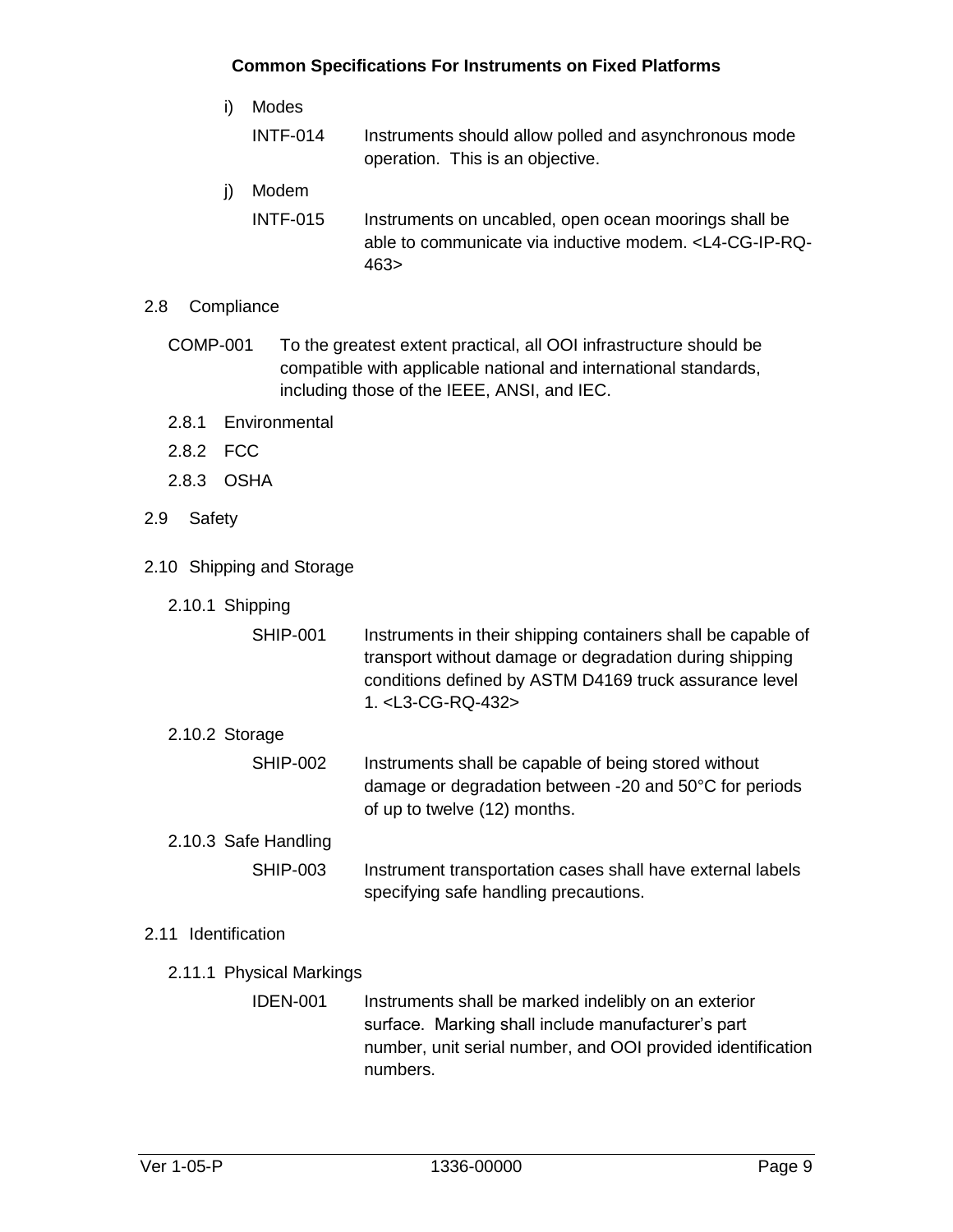i) Modes

INTF-014 Instruments should allow polled and asynchronous mode operation. This is an objective.

j) Modem

INTF-015 Instruments on uncabled, open ocean moorings shall be able to communicate via inductive modem. <L4-CG-IP-RQ-463>

## 2.8 Compliance

COMP-001 To the greatest extent practical, all OOI infrastructure should be compatible with applicable national and international standards, including those of the IEEE, ANSI, and IEC.

### 2.8.1 Environmental

### 2.8.2 FCC

### 2.8.3 OSHA

## 2.9 Safety

## 2.10 Shipping and Storage

### 2.10.1 Shipping

SHIP-001 Instruments in their shipping containers shall be capable of transport without damage or degradation during shipping conditions defined by ASTM D4169 truck assurance level 1. <L3-CG-RQ-432>

### 2.10.2 Storage

SHIP-002 Instruments shall be capable of being stored without damage or degradation between -20 and 50°C for periods of up to twelve (12) months.

### 2.10.3 Safe Handling

SHIP-003 Instrument transportation cases shall have external labels specifying safe handling precautions.

## 2.11 Identification

### 2.11.1 Physical Markings

IDEN-001 Instruments shall be marked indelibly on an exterior surface. Marking shall include manufacturer's part number, unit serial number, and OOI provided identification numbers.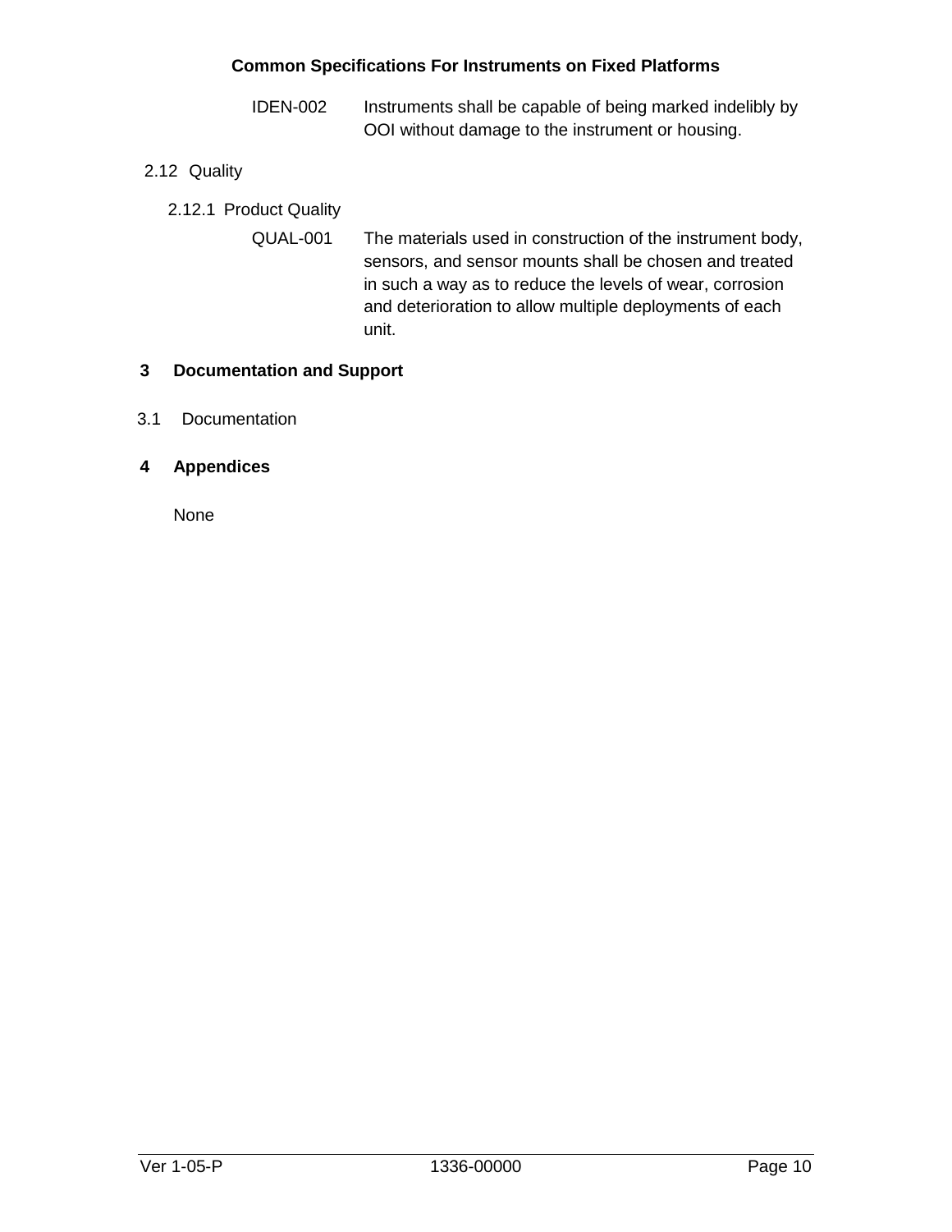IDEN-002 Instruments shall be capable of being marked indelibly by OOI without damage to the instrument or housing.

### 2.12 Quality

#### 2.12.1 Product Quality

QUAL-001 The materials used in construction of the instrument body, sensors, and sensor mounts shall be chosen and treated in such a way as to reduce the levels of wear, corrosion and deterioration to allow multiple deployments of each unit.

# 3 Documentation and Support

## 3.1 Documentation

# 4 Appendices

None